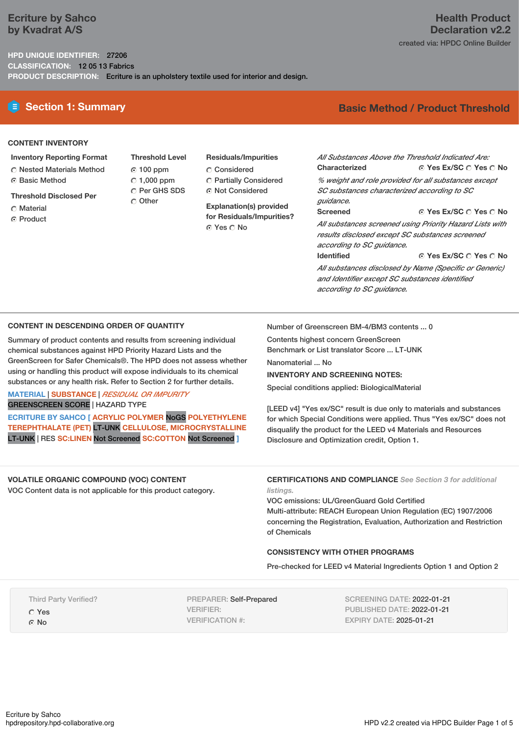# Ecriture by Sahco by Kvadrat A/S

**Health Product Declaration v2.2**

created via: HPDC Online Builder

**HPD UNIQUE IDENTIFIER:** 27206

**CLASSIFICATION:** 12 05 13 Fabrics

**PRODUCT DESCRIPTION:** Ecriture is an upholstery textile used for interior and design.

## Section 1: Summary

**Basic Method / Product Threshold**

### CONTENT INVENTORY

**Inventory Reporting Format**

- ○ Nested Materials Method
- ● Basic Method

**Threshold Disclosed Per**

- ○ Material
- ● Product

**Threshold Level**

- ● 100 ppm
- ○ 1,000 ppm
- ○ Per GHS SDS
- ○ Other

**Residuals/Impurities**

- ○ Considered
- ○ Partially Considered
- ● Not Considered

**Explanation(s) provided for Residuals/Impurities?**

● Yes ○ No

*All Substances Above the Threshold Indicated Are:*

**Characterized** ● Yes Ex/SC ○ Yes ○ No

*% weight and role provided for all substances except SC substances characterized according to SC guidance.*

**Screened** ● Yes Ex/SC ○ Yes ○ No

*All substances screened using Priority Hazard Lists with results disclosed except SC substances screened according to SC guidance.*

**Identified** ● Yes Ex/SC ○ Yes ○ No

*All substances disclosed by Name (Specific or Generic) and Identifier except SC substances identified according to SC guidance.*

### CONTENT IN DESCENDING ORDER OF QUANTITY

Summary of product contents and results from screening individual chemical substances against HPD Priority Hazard Lists and the GreenScreen for Safer Chemicals®. The HPD does not assess whether using or handling this product will expose individuals to its chemical substances or any health risk. Refer to Section 2 for further details.

MATERIAL | SUBSTANCE | *RESIDUAL OR IMPURITY*
GREENSCREEN SCORE | HAZARD TYPE

ECRITURE BY SAHCO [ ACRYLIC POLYMER NoGS POLYETHYLENE TEREPHTHALATE (PET) LT-UNK CELLULOSE, MICROCRYSTALLINE LT-UNK | RES SC:LINEN Not Screened SC:COTTON Not Screened ]

Number of Greenscreen BM-4/BM3 contents ... 0

Contents highest concern GreenScreen Benchmark or List translator Score ... LT-UNK

Nanomaterial ... No

**INVENTORY AND SCREENING NOTES:**

Special conditions applied: BiologicalMaterial

[LEED v4] "Yes ex/SC" result is due only to materials and substances for which Special Conditions were applied. Thus "Yes ex/SC" does not disqualify the product for the LEED v4 Materials and Resources Disclosure and Optimization credit, Option 1.

### VOLATILE ORGANIC COMPOUND (VOC) CONTENT

VOC Content data is not applicable for this product category.

### CERTIFICATIONS AND COMPLIANCE *See Section 3 for additional listings.*

VOC emissions: UL/GreenGuard Gold Certified

Multi-attribute: REACH European Union Regulation (EC) 1907/2006 concerning the Registration, Evaluation, Authorization and Restriction of Chemicals

### CONSISTENCY WITH OTHER PROGRAMS

Pre-checked for LEED v4 Material Ingredients Option 1 and Option 2

Third Party Verified?

- ○ Yes
- ● No

PREPARER: Self-Prepared
VERIFIER:
VERIFICATION #:

SCREENING DATE: 2022-01-21
PUBLISHED DATE: 2022-01-21
EXPIRY DATE: 2025-01-21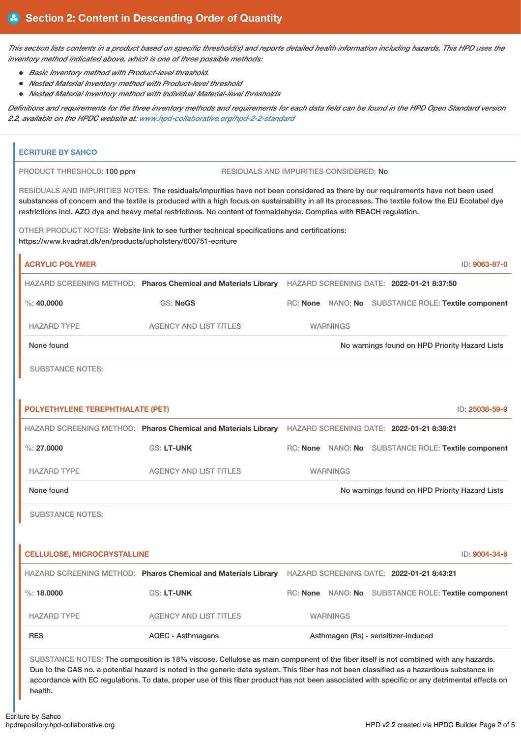## Section 2: Content in Descending Order of Quantity

*This section lists contents in a product based on specific threshold(s) and reports detailed health information including hazards. This HPD uses the inventory method indicated above, which is one of three possible methods:*

- *Basic Inventory method with Product-level threshold.*
- *Nested Material Inventory method with Product-level threshold*
- *Nested Material Inventory method with individual Material-level thresholds*

*Definitions and requirements for the three inventory methods and requirements for each data field can be found in the HPD Open Standard version 2.2, available on the HPDC website at: www.hpd-collaborative.org/hpd-2-2-standard*

### ECRITURE BY SAHCO

PRODUCT THRESHOLD: 100 ppm

RESIDUALS AND IMPURITIES CONSIDERED: No

RESIDUALS AND IMPURITIES NOTES: The residuals/impurities have not been considered as there by our requirements have not been used substances of concern and the textile is produced with a high focus on sustainability in all its processes. The textile follow the EU Ecolabel dye restrictions incl. AZO dye and heavy metal restrictions. No content of formaldehyde. Complies with REACH regulation.

OTHER PRODUCT NOTES: Website link to see further technical specifications and certifications: https://www.kvadrat.dk/en/products/upholstery/600751-ecriture

#### ACRYLIC POLYMER

ID: 9063-87-0

HAZARD SCREENING METHOD: **Pharos Chemical and Materials Library** HAZARD SCREENING DATE: **2022-01-21 8:37:50**

%: **40.0000** GS: **NoGS** RC: **None** NANO: **No** SUBSTANCE ROLE: **Textile component**

| HAZARD TYPE | AGENCY AND LIST TITLES | WARNINGS |
|---|---|---|
| None found | | No warnings found on HPD Priority Hazard Lists |

SUBSTANCE NOTES:

#### POLYETHYLENE TEREPHTHALATE (PET)

ID: 25038-59-9

HAZARD SCREENING METHOD: **Pharos Chemical and Materials Library** HAZARD SCREENING DATE: **2022-01-21 8:38:21**

%: **27.0000** GS: **LT-UNK** RC: **None** NANO: **No** SUBSTANCE ROLE: **Textile component**

| HAZARD TYPE | AGENCY AND LIST TITLES | WARNINGS |
|---|---|---|
| None found | | No warnings found on HPD Priority Hazard Lists |

SUBSTANCE NOTES:

#### CELLULOSE, MICROCRYSTALLINE

ID: 9004-34-6

HAZARD SCREENING METHOD: **Pharos Chemical and Materials Library** HAZARD SCREENING DATE: **2022-01-21 8:43:21**

%: **18.0000** GS: **LT-UNK** RC: **None** NANO: **No** SUBSTANCE ROLE: **Textile component**

| HAZARD TYPE | AGENCY AND LIST TITLES | WARNINGS |
|---|---|---|
| RES | AOEC - Asthmagens | Asthmagen (Rs) - sensitizer-induced |

SUBSTANCE NOTES: The composition is 18% viscose. Cellulose as main component of the fiber itself is not combined with any hazards. Due to the CAS no. a potential hazard is noted in the generic data system. This fiber has not been classified as a hazardous substance in accordance with EC regulations. To date, proper use of this fiber product has not been associated with specific or any detrimental effects on health.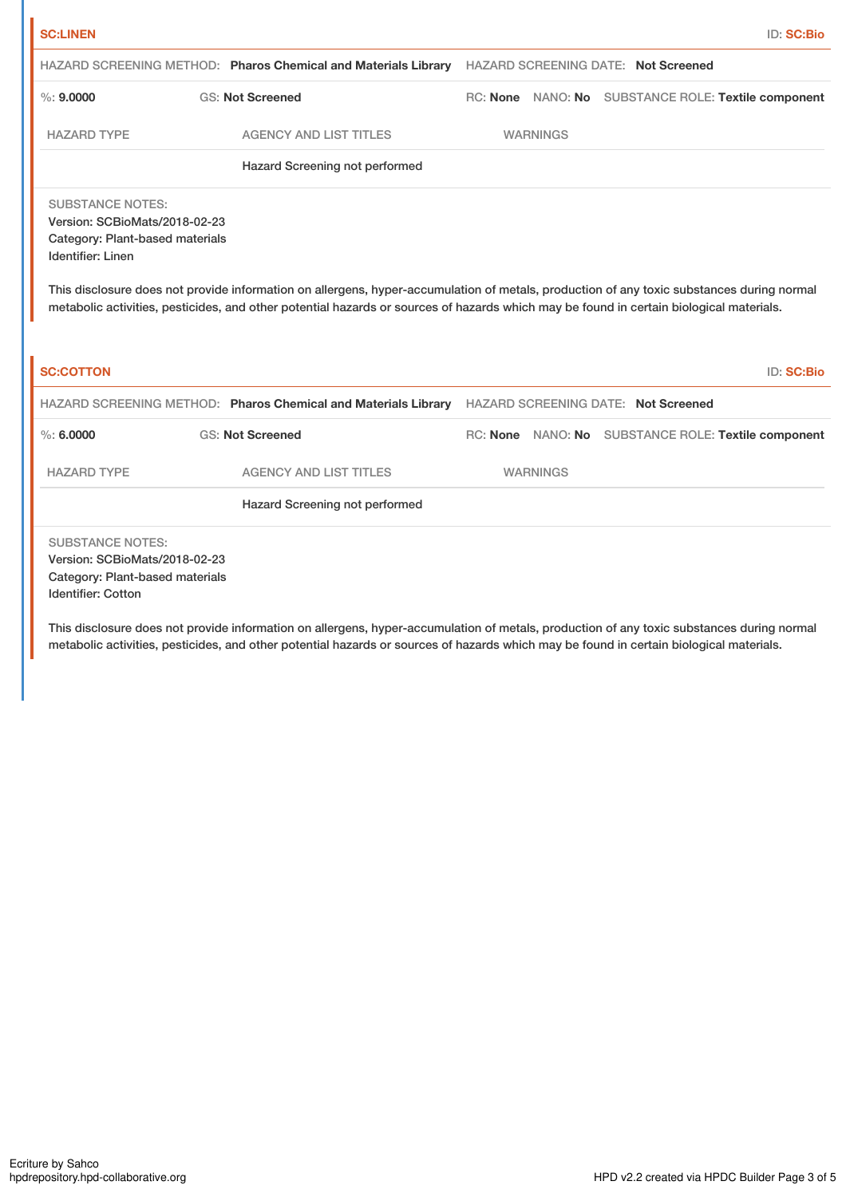**SC:LINEN** ID: **SC:Bio**

HAZARD SCREENING METHOD: **Pharos Chemical and Materials Library** HAZARD SCREENING DATE: **Not Screened**

%: **9.0000** GS: **Not Screened** RC: **None** NANO: **No** SUBSTANCE ROLE: **Textile component**

| HAZARD TYPE | AGENCY AND LIST TITLES | WARNINGS |
|---|---|---|
| | Hazard Screening not performed | |

SUBSTANCE NOTES:
Version: SCBioMats/2018-02-23
Category: Plant-based materials
Identifier: Linen

This disclosure does not provide information on allergens, hyper-accumulation of metals, production of any toxic substances during normal metabolic activities, pesticides, and other potential hazards or sources of hazards which may be found in certain biological materials.

**SC:COTTON** ID: **SC:Bio**

HAZARD SCREENING METHOD: **Pharos Chemical and Materials Library** HAZARD SCREENING DATE: **Not Screened**

%: **6.0000** GS: **Not Screened** RC: **None** NANO: **No** SUBSTANCE ROLE: **Textile component**

| HAZARD TYPE | AGENCY AND LIST TITLES | WARNINGS |
|---|---|---|
| | Hazard Screening not performed | |

SUBSTANCE NOTES:
Version: SCBioMats/2018-02-23
Category: Plant-based materials
Identifier: Cotton

This disclosure does not provide information on allergens, hyper-accumulation of metals, production of any toxic substances during normal metabolic activities, pesticides, and other potential hazards or sources of hazards which may be found in certain biological materials.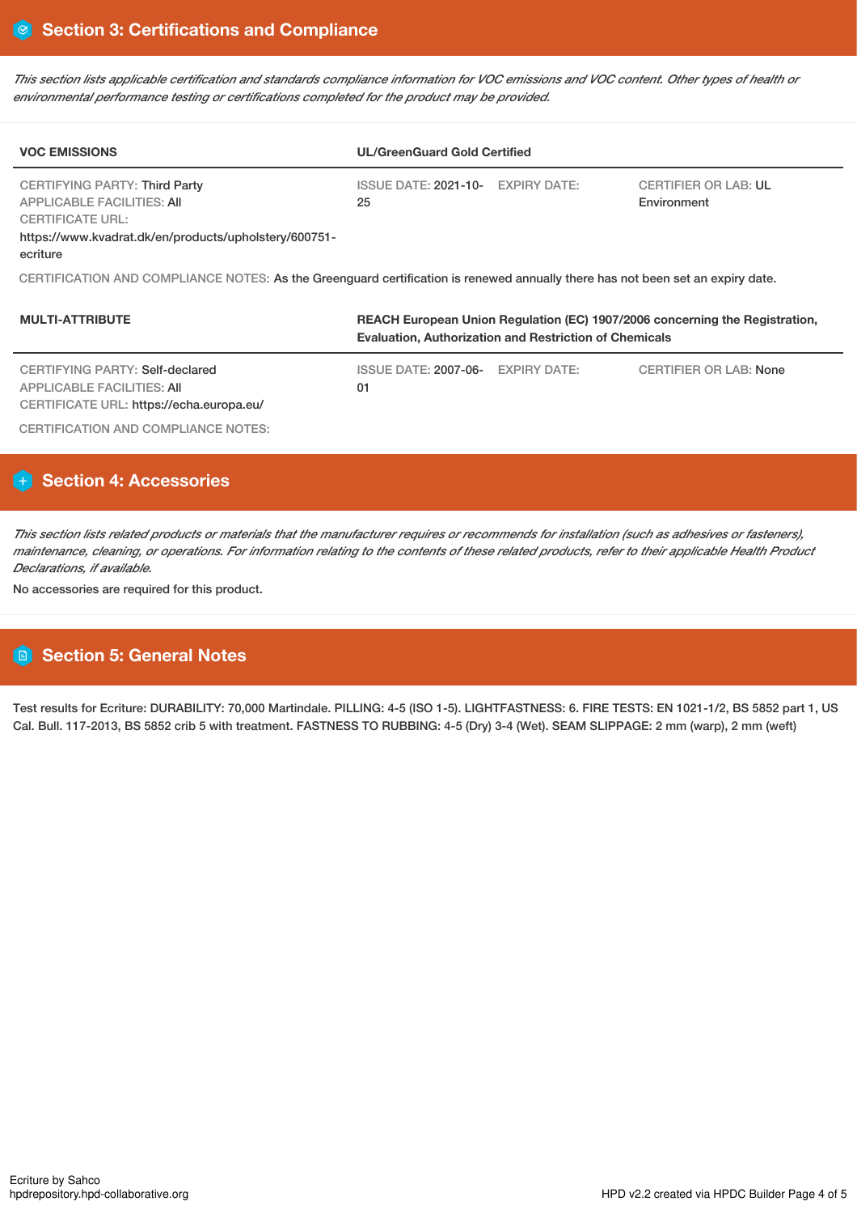## Section 3: Certifications and Compliance

*This section lists applicable certification and standards compliance information for VOC emissions and VOC content. Other types of health or environmental performance testing or certifications completed for the product may be provided.*

| VOC EMISSIONS | UL/GreenGuard Gold Certified | | |
|---|---|---|---|
| CERTIFYING PARTY: Third Party<br>APPLICABLE FACILITIES: All<br>CERTIFICATE URL:<br>https://www.kvadrat.dk/en/products/upholstery/600751-ecriture | ISSUE DATE: 2021-10-25 | EXPIRY DATE: | CERTIFIER OR LAB: UL Environment |

CERTIFICATION AND COMPLIANCE NOTES: As the Greenguard certification is renewed annually there has not been set an expiry date.

| MULTI-ATTRIBUTE | REACH European Union Regulation (EC) 1907/2006 concerning the Registration, Evaluation, Authorization and Restriction of Chemicals | | |
|---|---|---|---|
| CERTIFYING PARTY: Self-declared<br>APPLICABLE FACILITIES: All<br>CERTIFICATE URL: https://echa.europa.eu/ | ISSUE DATE: 2007-06-01 | EXPIRY DATE: | CERTIFIER OR LAB: None |

CERTIFICATION AND COMPLIANCE NOTES:

## Section 4: Accessories

*This section lists related products or materials that the manufacturer requires or recommends for installation (such as adhesives or fasteners), maintenance, cleaning, or operations. For information relating to the contents of these related products, refer to their applicable Health Product Declarations, if available.*

No accessories are required for this product.

## Section 5: General Notes

Test results for Ecriture: DURABILITY: 70,000 Martindale. PILLING: 4-5 (ISO 1-5). LIGHTFASTNESS: 6. FIRE TESTS: EN 1021-1/2, BS 5852 part 1, US Cal. Bull. 117-2013, BS 5852 crib 5 with treatment. FASTNESS TO RUBBING: 4-5 (Dry) 3-4 (Wet). SEAM SLIPPAGE: 2 mm (warp), 2 mm (weft)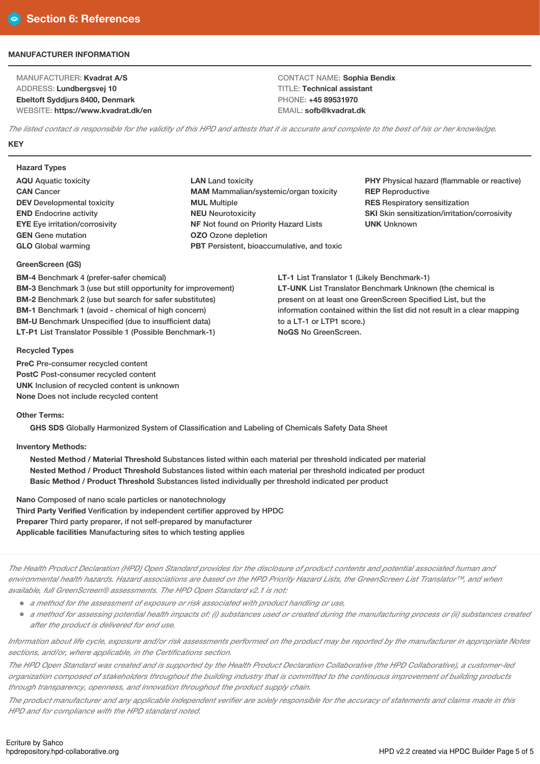# Section 6: References

## MANUFACTURER INFORMATION

MANUFACTURER: **Kvadrat A/S**
ADDRESS: **Lundbergsvej 10**
**Ebeltoft Syddjurs 8400, Denmark**
WEBSITE: **https://www.kvadrat.dk/en**

CONTACT NAME: **Sophia Bendix**
TITLE: **Technical assistant**
PHONE: **+45 89531970**
EMAIL: **sofb@kvadrat.dk**

*The listed contact is responsible for the validity of this HPD and attests that it is accurate and complete to the best of his or her knowledge.*

## KEY

### Hazard Types

**AQU** Aquatic toxicity
**CAN** Cancer
**DEV** Developmental toxicity
**END** Endocrine activity
**EYE** Eye irritation/corrosivity
**GEN** Gene mutation
**GLO** Global warming
**LAN** Land toxicity
**MAM** Mammalian/systemic/organ toxicity
**MUL** Multiple
**NEU** Neurotoxicity
**NF** Not found on Priority Hazard Lists
**OZO** Ozone depletion
**PBT** Persistent, bioaccumulative, and toxic
**PHY** Physical hazard (flammable or reactive)
**REP** Reproductive
**RES** Respiratory sensitization
**SKI** Skin sensitization/irritation/corrosivity
**UNK** Unknown

### GreenScreen (GS)

**BM-4** Benchmark 4 (prefer-safer chemical)
**BM-3** Benchmark 3 (use but still opportunity for improvement)
**BM-2** Benchmark 2 (use but search for safer substitutes)
**BM-1** Benchmark 1 (avoid - chemical of high concern)
**BM-U** Benchmark Unspecified (due to insufficient data)
**LT-P1** List Translator Possible 1 (Possible Benchmark-1)
**LT-1** List Translator 1 (Likely Benchmark-1)
**LT-UNK** List Translator Benchmark Unknown (the chemical is present on at least one GreenScreen Specified List, but the information contained within the list did not result in a clear mapping to a LT-1 or LTP1 score.)
**NoGS** No GreenScreen.

### Recycled Types

**PreC** Pre-consumer recycled content
**PostC** Post-consumer recycled content
**UNK** Inclusion of recycled content is unknown
**None** Does not include recycled content

### Other Terms:

**GHS SDS** Globally Harmonized System of Classification and Labeling of Chemicals Safety Data Sheet

### Inventory Methods:

**Nested Method / Material Threshold** Substances listed within each material per threshold indicated per material
**Nested Method / Product Threshold** Substances listed within each material per threshold indicated per product
**Basic Method / Product Threshold** Substances listed individually per threshold indicated per product

**Nano** Composed of nano scale particles or nanotechnology
**Third Party Verified** Verification by independent certifier approved by HPDC
**Preparer** Third party preparer, if not self-prepared by manufacturer
**Applicable facilities** Manufacturing sites to which testing applies

*The Health Product Declaration (HPD) Open Standard provides for the disclosure of product contents and potential associated human and environmental health hazards. Hazard associations are based on the HPD Priority Hazard Lists, the GreenScreen List Translator™, and when available, full GreenScreen® assessments. The HPD Open Standard v2.1 is not:*

- *a method for the assessment of exposure or risk associated with product handling or use,*
- *a method for assessing potential health impacts of: (i) substances used or created during the manufacturing process or (ii) substances created after the product is delivered for end use.*

*Information about life cycle, exposure and/or risk assessments performed on the product may be reported by the manufacturer in appropriate Notes sections, and/or, where applicable, in the Certifications section.*

*The HPD Open Standard was created and is supported by the Health Product Declaration Collaborative (the HPD Collaborative), a customer-led organization composed of stakeholders throughout the building industry that is committed to the continuous improvement of building products through transparency, openness, and innovation throughout the product supply chain.*

*The product manufacturer and any applicable independent verifier are solely responsible for the accuracy of statements and claims made in this HPD and for compliance with the HPD standard noted.*